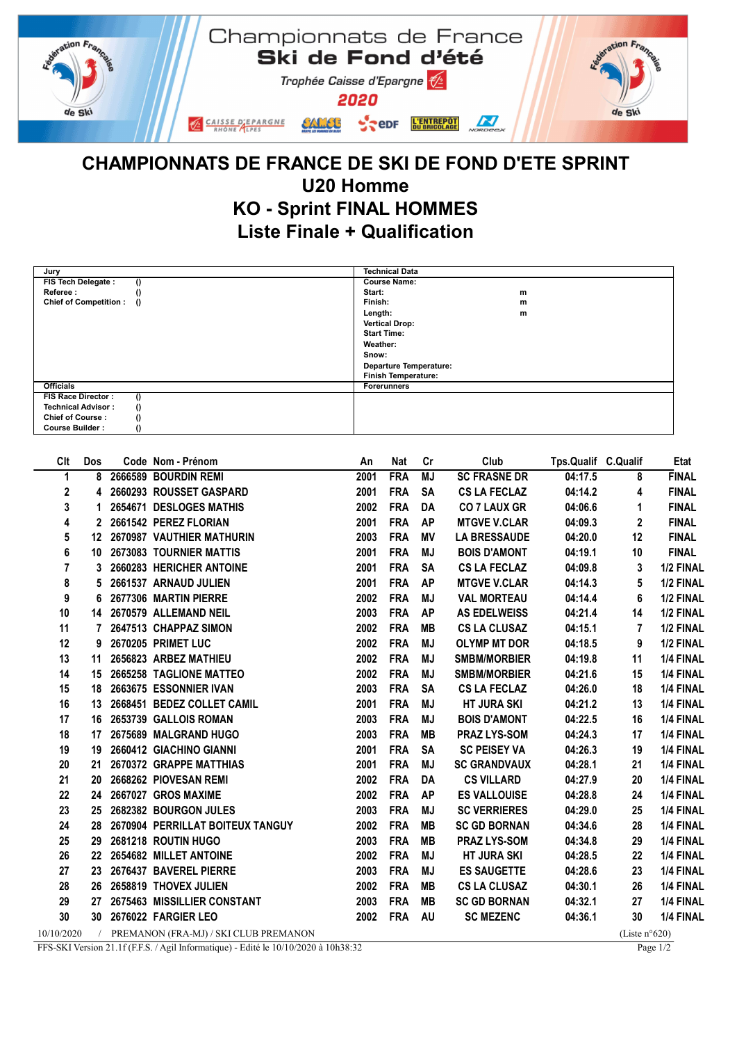# Championnats de France Ski de Fond d'été

*Trophée Caisse d'Epargne*

**2020**

# CHAMPIONNATS DE FRANCE DE SKI DE FOND D'ETE SPRINT

## U20 Homme

## KO - Sprint FINAL HOMMES

## Liste Finale + Qualification

| Jury | | Technical Data | |
|---|---|---|---|
| FIS Tech Delegate : | () | Course Name: | |
| Referee : | () | Start: | m |
| Chief of Competition : | () | Finish: | m |
| | | Length: | m |
| | | Vertical Drop: | |
| | | Start Time: | |
| | | Weather: | |
| | | Snow: | |
| | | Departure Temperature: | |
| | | Finish Temperature: | |
| **Officials** | | **Forerunners** | |
| FIS Race Director : | () | | |
| Technical Advisor : | () | | |
| Chief of Course : | () | | |
| Course Builder : | () | | |

| Clt | Dos | Code | Nom - Prénom | An | Nat | Cr | Club | Tps.Qualif | C.Qualif | Etat |
|---|---|---|---|---|---|---|---|---|---|---|
| 1 | 8 | 2666589 | BOURDIN REMI | 2001 | FRA | MJ | SC FRASNE DR | 04:17.5 | 8 | FINAL |
| 2 | 4 | 2660293 | ROUSSET GASPARD | 2001 | FRA | SA | CS LA FECLAZ | 04:14.2 | 4 | FINAL |
| 3 | 1 | 2654671 | DESLOGES MATHIS | 2002 | FRA | DA | CO 7 LAUX GR | 04:06.6 | 1 | FINAL |
| 4 | 2 | 2661542 | PEREZ FLORIAN | 2001 | FRA | AP | MTGVE V.CLAR | 04:09.3 | 2 | FINAL |
| 5 | 12 | 2670987 | VAUTHIER MATHURIN | 2003 | FRA | MV | LA BRESSAUDE | 04:20.0 | 12 | FINAL |
| 6 | 10 | 2673083 | TOURNIER MATTIS | 2001 | FRA | MJ | BOIS D'AMONT | 04:19.1 | 10 | FINAL |
| 7 | 3 | 2660283 | HERICHER ANTOINE | 2001 | FRA | SA | CS LA FECLAZ | 04:09.8 | 3 | 1/2 FINAL |
| 8 | 5 | 2661537 | ARNAUD JULIEN | 2001 | FRA | AP | MTGVE V.CLAR | 04:14.3 | 5 | 1/2 FINAL |
| 9 | 6 | 2677306 | MARTIN PIERRE | 2002 | FRA | MJ | VAL MORTEAU | 04:14.4 | 6 | 1/2 FINAL |
| 10 | 14 | 2670579 | ALLEMAND NEIL | 2003 | FRA | AP | AS EDELWEISS | 04:21.4 | 14 | 1/2 FINAL |
| 11 | 7 | 2647513 | CHAPPAZ SIMON | 2002 | FRA | MB | CS LA CLUSAZ | 04:15.1 | 7 | 1/2 FINAL |
| 12 | 9 | 2670205 | PRIMET LUC | 2002 | FRA | MJ | OLYMP MT DOR | 04:18.5 | 9 | 1/2 FINAL |
| 13 | 11 | 2656823 | ARBEZ MATHIEU | 2002 | FRA | MJ | SMBM/MORBIER | 04:19.8 | 11 | 1/4 FINAL |
| 14 | 15 | 2665258 | TAGLIONE MATTEO | 2002 | FRA | MJ | SMBM/MORBIER | 04:21.6 | 15 | 1/4 FINAL |
| 15 | 18 | 2663675 | ESSONNIER IVAN | 2003 | FRA | SA | CS LA FECLAZ | 04:26.0 | 18 | 1/4 FINAL |
| 16 | 13 | 2668451 | BEDEZ COLLET CAMIL | 2001 | FRA | MJ | HT JURA SKI | 04:21.2 | 13 | 1/4 FINAL |
| 17 | 16 | 2653739 | GALLOIS ROMAN | 2003 | FRA | MJ | BOIS D'AMONT | 04:22.5 | 16 | 1/4 FINAL |
| 18 | 17 | 2675689 | MALGRAND HUGO | 2003 | FRA | MB | PRAZ LYS-SOM | 04:24.3 | 17 | 1/4 FINAL |
| 19 | 19 | 2660412 | GIACHINO GIANNI | 2001 | FRA | SA | SC PEISEY VA | 04:26.3 | 19 | 1/4 FINAL |
| 20 | 21 | 2670372 | GRAPPE MATTHIAS | 2001 | FRA | MJ | SC GRANDVAUX | 04:28.1 | 21 | 1/4 FINAL |
| 21 | 20 | 2668262 | PIOVESAN REMI | 2002 | FRA | DA | CS VILLARD | 04:27.9 | 20 | 1/4 FINAL |
| 22 | 24 | 2667027 | GROS MAXIME | 2002 | FRA | AP | ES VALLOUISE | 04:28.8 | 24 | 1/4 FINAL |
| 23 | 25 | 2682382 | BOURGON JULES | 2003 | FRA | MJ | SC VERRIERES | 04:29.0 | 25 | 1/4 FINAL |
| 24 | 28 | 2670904 | PERRILLAT BOITEUX TANGUY | 2002 | FRA | MB | SC GD BORNAN | 04:34.6 | 28 | 1/4 FINAL |
| 25 | 29 | 2681218 | ROUTIN HUGO | 2003 | FRA | MB | PRAZ LYS-SOM | 04:34.8 | 29 | 1/4 FINAL |
| 26 | 22 | 2654682 | MILLET ANTOINE | 2002 | FRA | MJ | HT JURA SKI | 04:28.5 | 22 | 1/4 FINAL |
| 27 | 23 | 2676437 | BAVEREL PIERRE | 2003 | FRA | MJ | ES SAUGETTE | 04:28.6 | 23 | 1/4 FINAL |
| 28 | 26 | 2658819 | THOVEX JULIEN | 2002 | FRA | MB | CS LA CLUSAZ | 04:30.1 | 26 | 1/4 FINAL |
| 29 | 27 | 2675463 | MISSILLIER CONSTANT | 2003 | FRA | MB | SC GD BORNAN | 04:32.1 | 27 | 1/4 FINAL |
| 30 | 30 | 2676022 | FARGIER LEO | 2002 | FRA | AU | SC MEZENC | 04:36.1 | 30 | 1/4 FINAL |

10/10/2020 / PREMANON (FRA-MJ) / SKI CLUB PREMANON (Liste n°620)

FFS-SKI Version 21.1f (F.F.S. / Agil Informatique) - Edité le 10/10/2020 à 10h38:32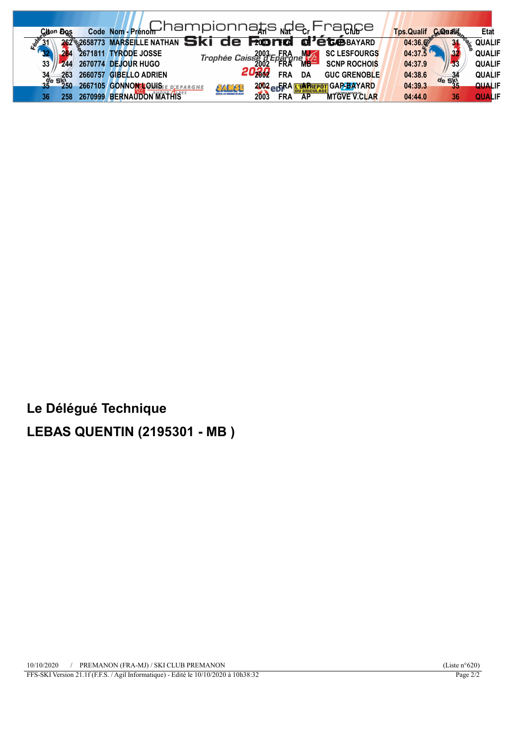| Clt | Dos | Code | Nom - Prénom | An | Nat | Cr | Club | Tps.Qualif | C.Qualif | Etat |
|---|---|---|---|---|---|---|---|---|---|---|
| 31 | 262 | 2658773 | MARSEILLE NATHAN | 2003 | FRA | AP | GAP-BAYARD | 04:36.6 | 31 | QUALIF |
| 32 | 264 | 2671811 | TYRODE JOSSE | 2003 | FRA | MJ | SC LESFOURGS | 04:37.5 | 32 | QUALIF |
| 33 | 244 | 2670774 | DEJOUR HUGO | 2002 | FRA | MB | SCNP ROCHOIS | 04:37.9 | 33 | QUALIF |
| 34 | 263 | 2660757 | GIBELLO ADRIEN | 2002 | FRA | DA | GUC GRENOBLE | 04:38.6 | 34 | QUALIF |
| 35 | 250 | 2667105 | GONNON LOUIS | 2002 | FRA | AP | GAP-BAYARD | 04:39.3 | 35 | QUALIF |
| 36 | 258 | 2670999 | BERNAUDON MATHIS | 2003 | FRA | AP | MTGVE V.CLAR | 04:44.0 | 36 | QUALIF |

**Le Délégué Technique**

**LEBAS QUENTIN (2195301 - MB )**

10/10/2020 / PREMANON (FRA-MJ) / SKI CLUB PREMANON (Liste n°620)

FFS-SKI Version 21.1f (F.F.S. / Agil Informatique) - Edité le 10/10/2020 à 10h38:32